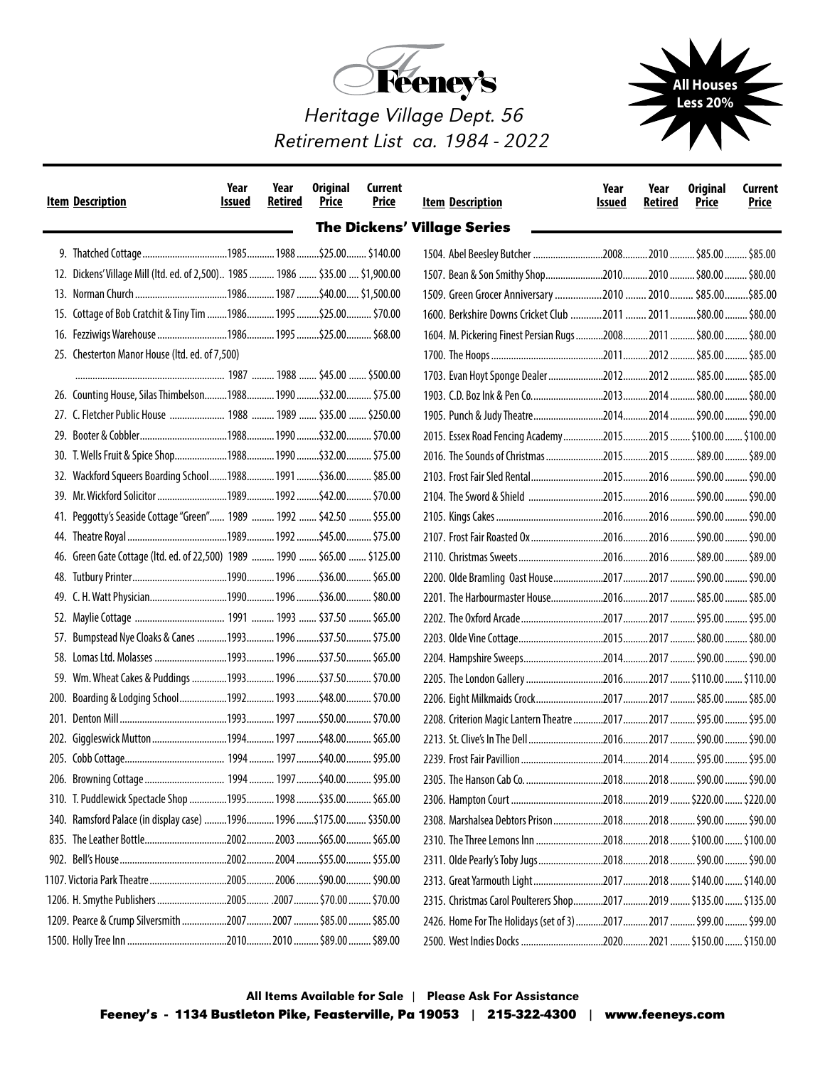# Feeney's

*Heritage Village Dept. 56*
*Retirement List ca. 1984 - 2022*

**All Houses Less 20%**

## The Dickens' Village Series

| Item | Description | Year Issued | Year Retired | Original Price | Current Price |
|---|---|---|---|---|---|
| 9. | Thatched Cottage | 1985 | 1988 | $25.00 | $140.00 |
| 12. | Dickens' Village Mill (ltd. ed. of 2,500) | 1985 | 1986 | $35.00 | $1,900.00 |
| 13. | Norman Church | 1986 | 1987 | $40.00 | $1,500.00 |
| 15. | Cottage of Bob Cratchit & Tiny Tim | 1986 | 1995 | $25.00 | $70.00 |
| 16. | Fezziwigs Warehouse | 1986 | 1995 | $25.00 | $68.00 |
| 25. | Chesterton Manor House (ltd. ed. of 7,500) | 1987 | 1988 | $45.00 | $500.00 |
| 26. | Counting House, Silas Thimbelson | 1988 | 1990 | $32.00 | $75.00 |
| 27. | C. Fletcher Public House | 1988 | 1989 | $35.00 | $250.00 |
| 29. | Booter & Cobbler | 1988 | 1990 | $32.00 | $70.00 |
| 30. | T. Wells Fruit & Spice Shop | 1988 | 1990 | $32.00 | $75.00 |
| 32. | Wackford Squeers Boarding School | 1988 | 1991 | $36.00 | $85.00 |
| 39. | Mr. Wickford Solicitor | 1989 | 1992 | $42.00 | $70.00 |
| 41. | Peggotty's Seaside Cottage "Green" | 1989 | 1992 | $42.50 | $55.00 |
| 44. | Theatre Royal | 1989 | 1992 | $45.00 | $75.00 |
| 46. | Green Gate Cottage (ltd. ed. of 22,500) | 1989 | 1990 | $65.00 | $125.00 |
| 48. | Tutbury Printer | 1990 | 1996 | $36.00 | $65.00 |
| 49. | C. H. Watt Physician | 1990 | 1996 | $36.00 | $80.00 |
| 52. | Maylie Cottage | 1991 | 1993 | $37.50 | $65.00 |
| 57. | Bumpstead Nye Cloaks & Canes | 1993 | 1996 | $37.50 | $75.00 |
| 58. | Lomas Ltd. Molasses | 1993 | 1996 | $37.50 | $65.00 |
| 59. | Wm. Wheat Cakes & Puddings | 1993 | 1996 | $37.50 | $70.00 |
| 200. | Boarding & Lodging School | 1992 | 1993 | $48.00 | $70.00 |
| 201. | Denton Mill | 1993 | 1997 | $50.00 | $70.00 |
| 202. | Giggleswick Mutton | 1994 | 1997 | $48.00 | $65.00 |
| 205. | Cobb Cottage | 1994 | 1997 | $40.00 | $95.00 |
| 206. | Browning Cottage | 1994 | 1997 | $40.00 | $95.00 |
| 310. | T. Puddlewick Spectacle Shop | 1995 | 1998 | $35.00 | $65.00 |
| 340. | Ramsford Palace (in display case) | 1996 | 1996 | $175.00 | $350.00 |
| 835. | The Leather Bottle | 2002 | 2003 | $65.00 | $65.00 |
| 902. | Bell's House | 2002 | 2004 | $55.00 | $55.00 |
| 1107. | Victoria Park Theatre | 2005 | 2006 | $90.00 | $90.00 |
| 1206. | H. Smythe Publishers | 2005 | 2007 | $70.00 | $70.00 |
| 1209. | Pearce & Crump Silversmith | 2007 | 2007 | $85.00 | $85.00 |
| 1500. | Holly Tree Inn | 2010 | 2010 | $89.00 | $89.00 |
| 1504. | Abel Beesley Butcher | 2008 | 2010 | $85.00 | $85.00 |
| 1507. | Bean & Son Smithy Shop | 2010 | 2010 | $80.00 | $80.00 |
| 1509. | Green Grocer Anniversary | 2010 | 2010 | $85.00 | $85.00 |
| 1600. | Berkshire Downs Cricket Club | 2011 | 2011 | $80.00 | $80.00 |
| 1604. | M. Pickering Finest Persian Rugs | 2008 | 2011 | $80.00 | $80.00 |
| 1700. | The Hoops | 2011 | 2012 | $85.00 | $85.00 |
| 1703. | Evan Hoyt Sponge Dealer | 2012 | 2012 | $85.00 | $85.00 |
| 1903. | C.D. Boz Ink & Pen Co. | 2013 | 2014 | $80.00 | $80.00 |
| 1905. | Punch & Judy Theatre | 2014 | 2014 | $90.00 | $90.00 |
| 2015. | Essex Road Fencing Academy | 2015 | 2015 | $100.00 | $100.00 |
| 2016. | The Sounds of Christmas | 2015 | 2015 | $89.00 | $89.00 |
| 2103. | Frost Fair Sled Rental | 2015 | 2016 | $90.00 | $90.00 |
| 2104. | The Sword & Shield | 2015 | 2016 | $90.00 | $90.00 |
| 2105. | Kings Cakes | 2016 | 2016 | $90.00 | $90.00 |
| 2107. | Frost Fair Roasted Ox | 2016 | 2016 | $90.00 | $90.00 |
| 2110. | Christmas Sweets | 2016 | 2016 | $89.00 | $89.00 |
| 2200. | Olde Bramling Oast House | 2017 | 2017 | $90.00 | $90.00 |
| 2201. | The Harbourmaster House | 2016 | 2017 | $85.00 | $85.00 |
| 2202. | The Oxford Arcade | 2017 | 2017 | $95.00 | $95.00 |
| 2203. | Olde Vine Cottage | 2015 | 2017 | $80.00 | $80.00 |
| 2204. | Hampshire Sweeps | 2014 | 2017 | $90.00 | $90.00 |
| 2205. | The London Gallery | 2016 | 2017 | $110.00 | $110.00 |
| 2206. | Eight Milkmaids Crock | 2017 | 2017 | $85.00 | $85.00 |
| 2208. | Criterion Magic Lantern Theatre | 2017 | 2017 | $95.00 | $95.00 |
| 2213. | St. Clive's In The Dell | 2016 | 2017 | $90.00 | $90.00 |
| 2239. | Frost Fair Pavillion | 2014 | 2014 | $95.00 | $95.00 |
| 2305. | The Hanson Cab Co. | 2018 | 2018 | $90.00 | $90.00 |
| 2306. | Hampton Court | 2018 | 2019 | $220.00 | $220.00 |
| 2308. | Marshalsea Debtors Prison | 2018 | 2018 | $90.00 | $90.00 |
| 2310. | The Three Lemons Inn | 2018 | 2018 | $100.00 | $100.00 |
| 2311. | Olde Pearly's Toby Jugs | 2018 | 2018 | $90.00 | $90.00 |
| 2313. | Great Yarmouth Light | 2017 | 2018 | $140.00 | $140.00 |
| 2315. | Christmas Carol Poulterers Shop | 2017 | 2019 | $135.00 | $135.00 |
| 2426. | Home For The Holidays (set of 3) | 2017 | 2017 | $99.00 | $99.00 |
| 2500. | West Indies Docks | 2020 | 2021 | $150.00 | $150.00 |

**All Items Available for Sale | Please Ask For Assistance**

**Feeney's - 1134 Bustleton Pike, Feasterville, Pa 19053 | 215-322-4300 | www.feeneys.com**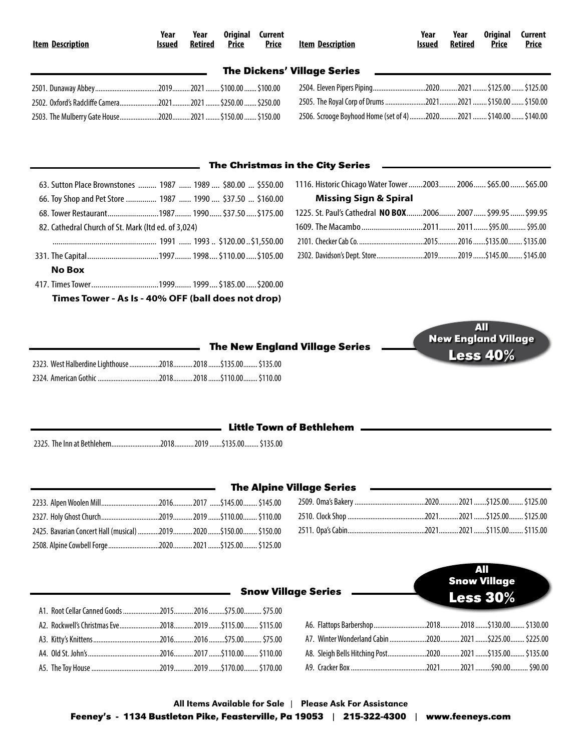| Item Description | Year Issued | Year Retired | Original Price | Current Price |
|---|---|---|---|---|

## The Dickens' Village Series

| Item Description | Year Issued | Year Retired | Original Price | Current Price |
|---|---|---|---|---|
| 2501. Dunaway Abbey | 2019 | 2021 | $100.00 | $100.00 |
| 2502. Oxford's Radcliffe Camera | 2021 | 2021 | $250.00 | $250.00 |
| 2503. The Mulberry Gate House | 2020 | 2021 | $150.00 | $150.00 |
| 2504. Eleven Pipers Piping | 2020 | 2021 | $125.00 | $125.00 |
| 2505. The Royal Corp of Drums | 2021 | 2021 | $150.00 | $150.00 |
| 2506. Scrooge Boyhood Home (set of 4) | 2020 | 2021 | $140.00 | $140.00 |

## The Christmas in the City Series

| Item Description | Year Issued | Year Retired | Original Price | Current Price |
|---|---|---|---|---|
| 63. Sutton Place Brownstones | 1987 | 1989 | $80.00 | $550.00 |
| 66. Toy Shop and Pet Store | 1987 | 1990 | $37.50 | $160.00 |
| 68. Tower Restaurant | 1987 | 1990 | $37.50 | $175.00 |
| 82. Cathedral Church of St. Mark (ltd ed. of 3,024) | 1991 | 1993 | $120.00 | $1,550.00 |
| 331. The Capital **No Box** | 1997 | 1998 | $110.00 | $105.00 |
| 417. Times Tower | 1999 | 1999 | $185.00 | $200.00 |
| **Times Tower - As Is - 40% OFF (ball does not drop)** | | | | |
| 1116. Historic Chicago Water Tower **Missing Sign & Spiral** | 2003 | 2006 | $65.00 | $65.00 |
| 1225. St. Paul's Cathedral **NO BOX** | 2006 | 2007 | $99.95 | $99.95 |
| 1609. The Macambo | 2011 | 2011 | $95.00 | $95.00 |
| 2101. Checker Cab Co. | 2015 | 2016 | $135.00 | $135.00 |
| 2302. Davidson's Dept. Store | 2019 | 2019 | $145.00 | $145.00 |

## The New England Village Series

**All New England Village Less 40%**

| Item Description | Year Issued | Year Retired | Original Price | Current Price |
|---|---|---|---|---|
| 2323. West Halberdine Lighthouse | 2018 | 2018 | $135.00 | $135.00 |
| 2324. American Gothic | 2018 | 2018 | $110.00 | $110.00 |

## Little Town of Bethlehem

| Item Description | Year Issued | Year Retired | Original Price | Current Price |
|---|---|---|---|---|
| 2325. The Inn at Bethlehem | 2018 | 2019 | $135.00 | $135.00 |

## The Alpine Village Series

| Item Description | Year Issued | Year Retired | Original Price | Current Price |
|---|---|---|---|---|
| 2233. Alpen Woolen Mill | 2016 | 2017 | $145.00 | $145.00 |
| 2327. Holy Ghost Church | 2019 | 2019 | $110.00 | $110.00 |
| 2425. Bavarian Concert Hall (musical) | 2019 | 2020 | $150.00 | $150.00 |
| 2508. Alpine Cowbell Forge | 2020 | 2021 | $125.00 | $125.00 |
| 2509. Oma's Bakery | 2020 | 2021 | $125.00 | $125.00 |
| 2510. Clock Shop | 2021 | 2021 | $125.00 | $125.00 |
| 2511. Opa's Cabin | 2021 | 2021 | $115.00 | $115.00 |

## Snow Village Series

**All Snow Village Less 30%**

| Item Description | Year Issued | Year Retired | Original Price | Current Price |
|---|---|---|---|---|
| A1. Root Cellar Canned Goods | 2015 | 2016 | $75.00 | $75.00 |
| A2. Rockwell's Christmas Eve | 2018 | 2019 | $115.00 | $115.00 |
| A3. Kitty's Knittens | 2016 | 2016 | $75.00 | $75.00 |
| A4. Old St. John's | 2016 | 2017 | $110.00 | $110.00 |
| A5. The Toy House | 2019 | 2019 | $170.00 | $170.00 |
| A6. Flattops Barbershop | 2018 | 2018 | $130.00 | $130.00 |
| A7. Winter Wonderland Cabin | 2020 | 2021 | $225.00 | $225.00 |
| A8. Sleigh Bells Hitching Post | 2020 | 2021 | $135.00 | $135.00 |
| A9. Cracker Box | 2021 | 2021 | $90.00 | $90.00 |

**All Items Available for Sale | Please Ask For Assistance**

**Feeney's - 1134 Bustleton Pike, Feasterville, Pa 19053 | 215-322-4300 | www.feeneys.com**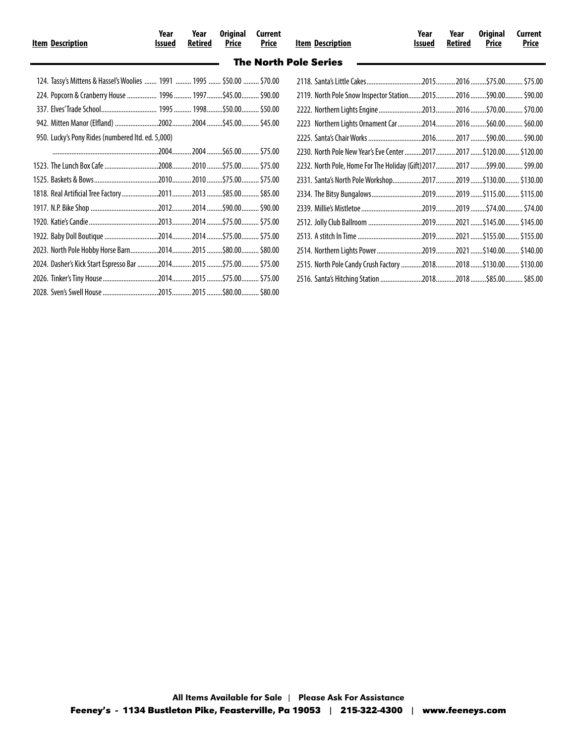## The North Pole Series

| Item Description | Year Issued | Year Retired | Original Price | Current Price |
|---|---|---|---|---|
| 124. Tassy's Mittens & Hassel's Woolies | 1991 | 1995 | $50.00 | $70.00 |
| 224. Popcorn & Cranberry House | 1996 | 1997 | $45.00 | $90.00 |
| 337. Elves' Trade School | 1995 | 1998 | $50.00 | $50.00 |
| 942. Mitten Manor (Elfland) | 2002 | 2004 | $45.00 | $45.00 |
| 950. Lucky's Pony Rides (numbered ltd. ed. 5,000) | 2004 | 2004 | $65.00 | $75.00 |
| 1523. The Lunch Box Cafe | 2008 | 2010 | $75.00 | $75.00 |
| 1525. Baskets & Bows | 2010 | 2010 | $75.00 | $75.00 |
| 1818. Real Artificial Tree Factory | 2011 | 2013 | $85.00 | $85.00 |
| 1917. N.P. Bike Shop | 2012 | 2014 | $90.00 | $90.00 |
| 1920. Katie's Candie | 2013 | 2014 | $75.00 | $75.00 |
| 1922. Baby Doll Boutique | 2014 | 2014 | $75.00 | $75.00 |
| 2023. North Pole Hobby Horse Barn | 2014 | 2015 | $80.00 | $80.00 |
| 2024. Dasher's Kick Start Espresso Bar | 2014 | 2015 | $75.00 | $75.00 |
| 2026. Tinker's Tiny House | 2014 | 2015 | $75.00 | $75.00 |
| 2028. Sven's Swell House | 2015 | 2015 | $80.00 | $80.00 |
| 2118. Santa's Little Cakes | 2015 | 2016 | $75.00 | $75.00 |
| 2119. North Pole Snow Inspector Station | 2015 | 2016 | $90.00 | $90.00 |
| 2222. Northern Lights Engine | 2013 | 2016 | $70.00 | $70.00 |
| 2223 Northern Lights Ornament Car | 2014 | 2016 | $60.00 | $60.00 |
| 2225. Santa's Chair Works | 2016 | 2017 | $90.00 | $90.00 |
| 2230. North Pole New Year's Eve Center | 2017 | 2017 | $120.00 | $120.00 |
| 2232. North Pole, Home For The Holiday (Gift) | 2017 | 2017 | $99.00 | $99.00 |
| 2331. Santa's North Pole Workshop | 2017 | 2019 | $130.00 | $130.00 |
| 2334. The Bitsy Bungalows | 2019 | 2019 | $115.00 | $115.00 |
| 2339. Millie's Mistletoe | 2019 | 2019 | $74.00 | $74.00 |
| 2512. Jolly Club Ballroom | 2019 | 2021 | $145.00 | $145.00 |
| 2513. A stitch In Time | 2019 | 2021 | $155.00 | $155.00 |
| 2514. Northern Lights Power | 2019 | 2021 | $140.00 | $140.00 |
| 2515. North Pole Candy Crush Factory | 2018 | 2018 | $130.00 | $130.00 |
| 2516. Santa's Hitching Station | 2018 | 2018 | $85.00 | $85.00 |

**All Items Available for Sale | Please Ask For Assistance**

**Feeney's - 1134 Bustleton Pike, Feasterville, Pa 19053 | 215-322-4300 | www.feeneys.com**